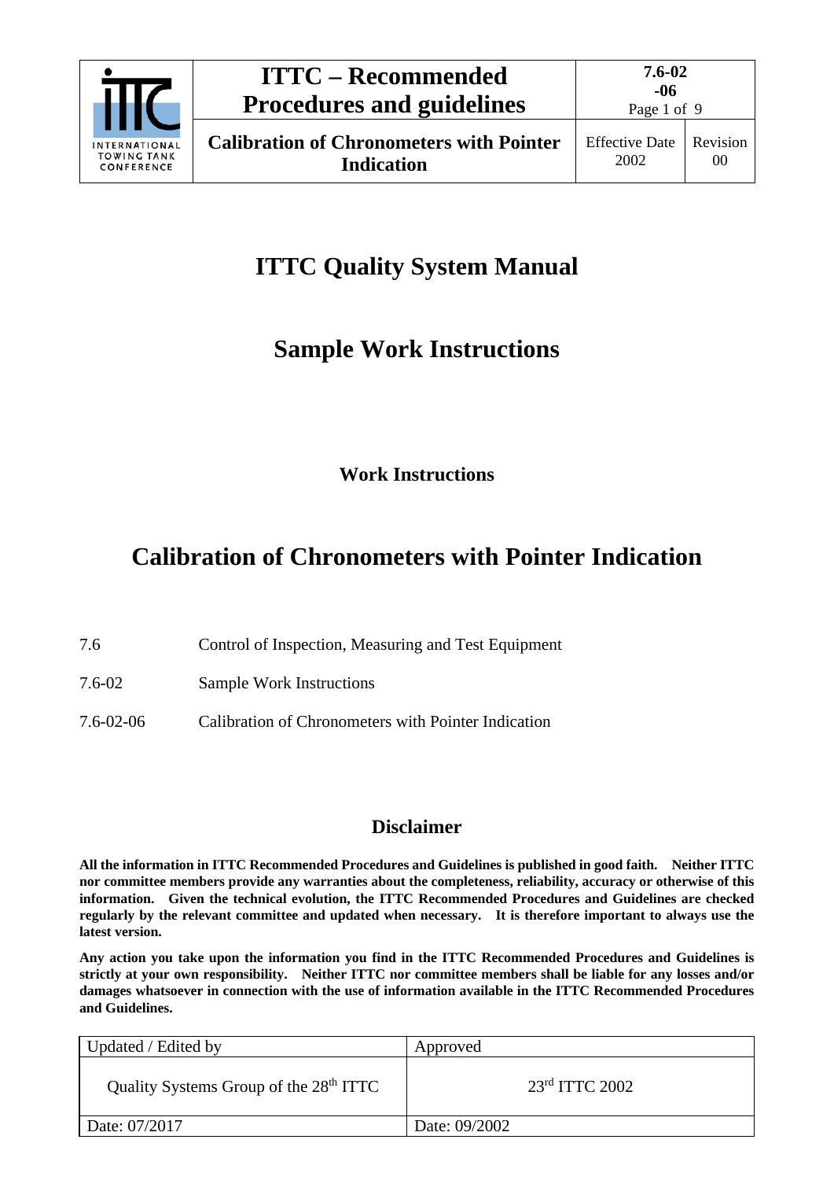# ITTC Quality System Manual

## Sample Work Instructions

**Work Instructions**

# Calibration of Chronometers with Pointer Indication

| | |
|---|---|
| 7.6 | Control of Inspection, Measuring and Test Equipment |
| 7.6-02 | Sample Work Instructions |
| 7.6-02-06 | Calibration of Chronometers with Pointer Indication |

### Disclaimer

**All the information in ITTC Recommended Procedures and Guidelines is published in good faith. Neither ITTC nor committee members provide any warranties about the completeness, reliability, accuracy or otherwise of this information. Given the technical evolution, the ITTC Recommended Procedures and Guidelines are checked regularly by the relevant committee and updated when necessary. It is therefore important to always use the latest version.**

**Any action you take upon the information you find in the ITTC Recommended Procedures and Guidelines is strictly at your own responsibility. Neither ITTC nor committee members shall be liable for any losses and/or damages whatsoever in connection with the use of information available in the ITTC Recommended Procedures and Guidelines.**

| Updated / Edited by | Approved |
|---|---|
| Quality Systems Group of the 28th ITTC | 23rd ITTC 2002 |
| Date: 07/2017 | Date: 09/2002 |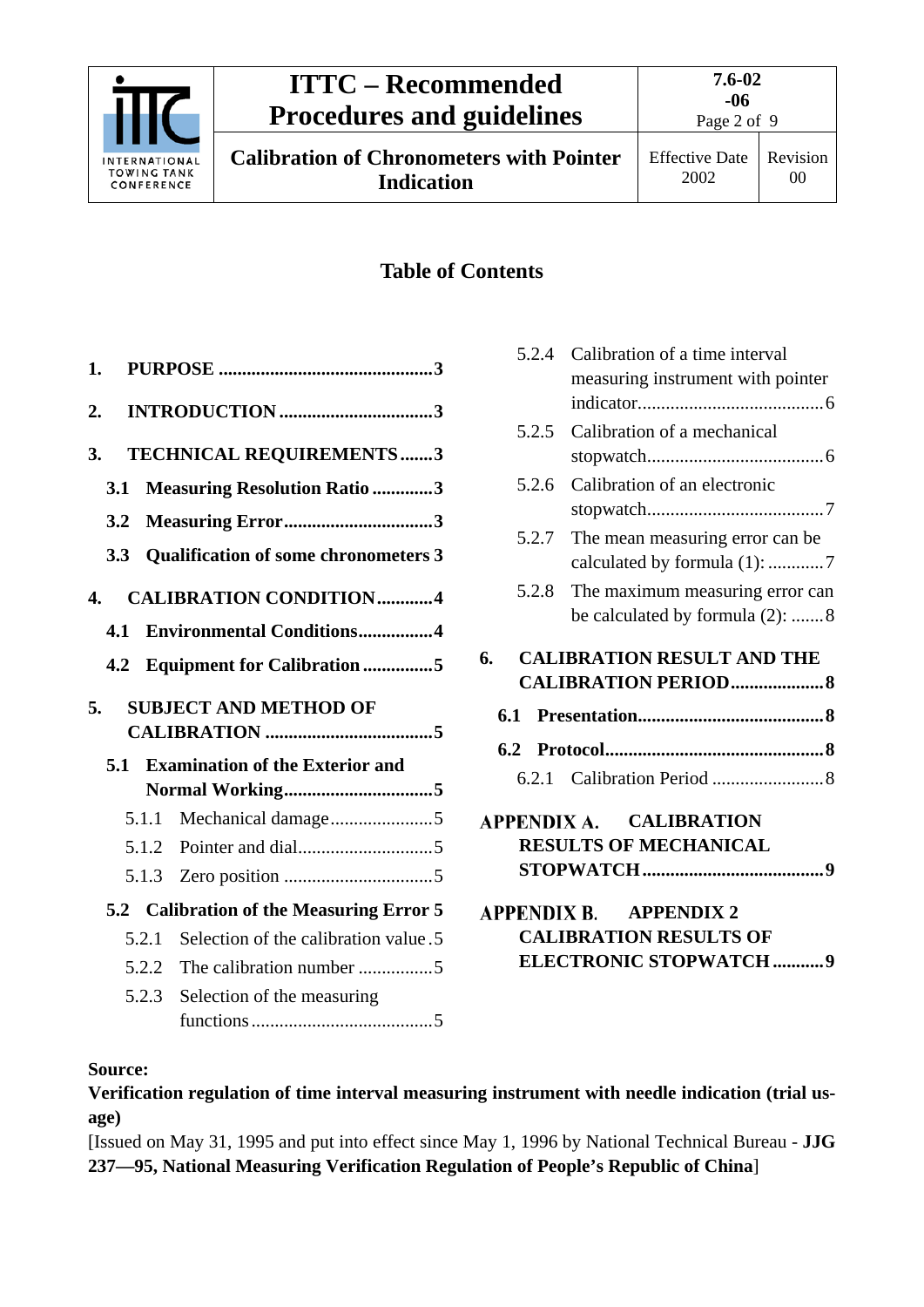## Table of Contents

**1. PURPOSE** .......... **3**

**2. INTRODUCTION** .......... **3**

**3. TECHNICAL REQUIREMENTS** .......... **3**

- **3.1 Measuring Resolution Ratio** .......... **3**
- **3.2 Measuring Error** .......... **3**
- **3.3 Qualification of some chronometers** **3**

**4. CALIBRATION CONDITION** .......... **4**

- **4.1 Environmental Conditions** .......... **4**
- **4.2 Equipment for Calibration** .......... **5**

**5. SUBJECT AND METHOD OF CALIBRATION** .......... **5**

- **5.1 Examination of the Exterior and Normal Working** .......... **5**
  - 5.1.1 Mechanical damage .......... 5
  - 5.1.2 Pointer and dial .......... 5
  - 5.1.3 Zero position .......... 5
- **5.2 Calibration of the Measuring Error** **5**
  - 5.2.1 Selection of the calibration value . 5
  - 5.2.2 The calibration number .......... 5
  - 5.2.3 Selection of the measuring functions .......... 5
  - 5.2.4 Calibration of a time interval measuring instrument with pointer indicator .......... 6
  - 5.2.5 Calibration of a mechanical stopwatch .......... 6
  - 5.2.6 Calibration of an electronic stopwatch .......... 7
  - 5.2.7 The mean measuring error can be calculated by formula (1): .......... 7
  - 5.2.8 The maximum measuring error can be calculated by formula (2): .......... 8

**6. CALIBRATION RESULT AND THE CALIBRATION PERIOD** .......... **8**

- **6.1 Presentation** .......... **8**
- **6.2 Protocol** .......... **8**
  - 6.2.1 Calibration Period .......... 8

**APPENDIX A. CALIBRATION RESULTS OF MECHANICAL STOPWATCH** .......... **9**

**APPENDIX B. APPENDIX 2 CALIBRATION RESULTS OF ELECTRONIC STOPWATCH** .......... **9**

**Source:**

**Verification regulation of time interval measuring instrument with needle indication (trial usage)**

[Issued on May 31, 1995 and put into effect since May 1, 1996 by National Technical Bureau - **JJG 237—95, National Measuring Verification Regulation of People's Republic of China**]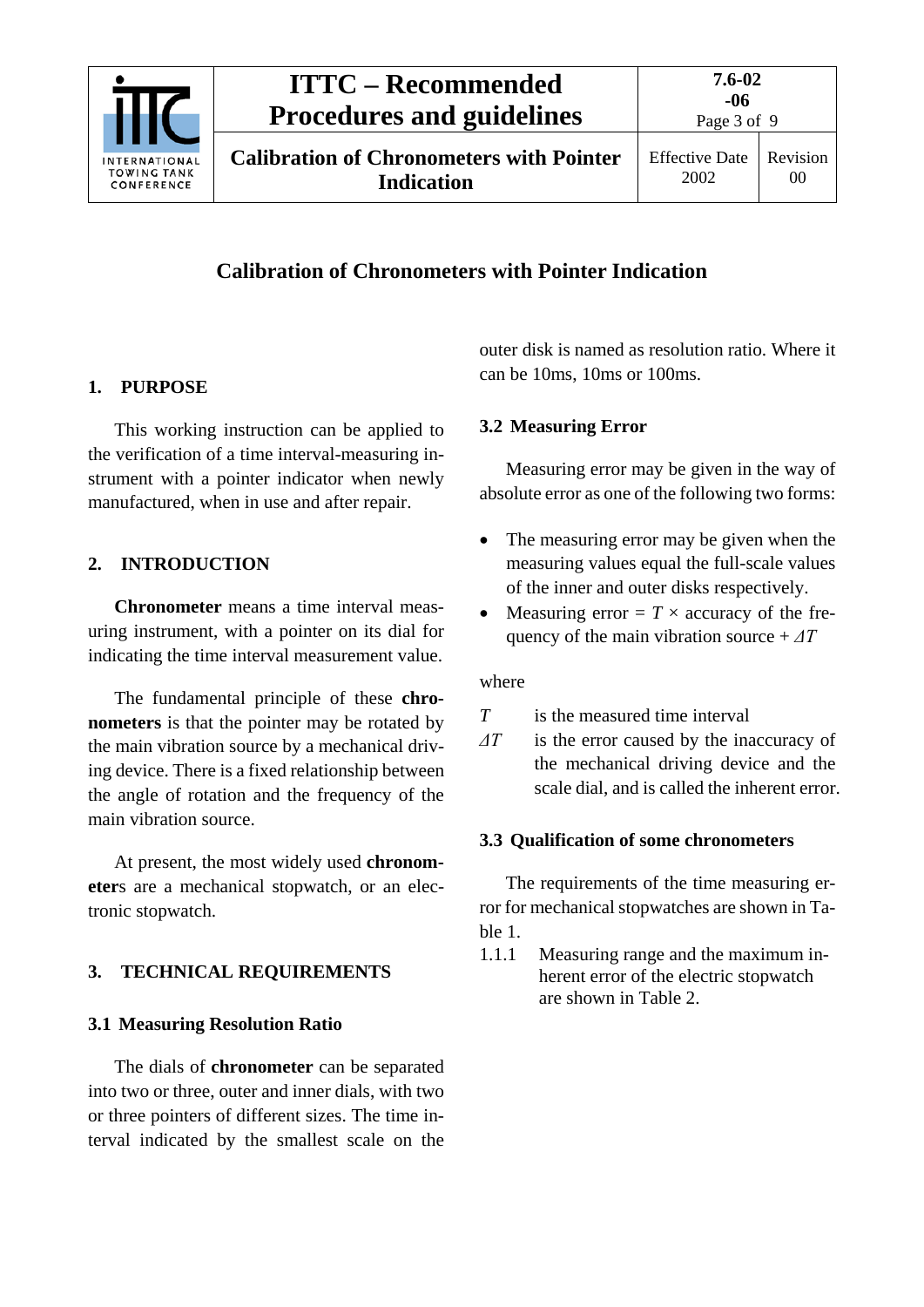# Calibration of Chronometers with Pointer Indication

## 1. PURPOSE

This working instruction can be applied to the verification of a time interval-measuring instrument with a pointer indicator when newly manufactured, when in use and after repair.

## 2. INTRODUCTION

**Chronometer** means a time interval measuring instrument, with a pointer on its dial for indicating the time interval measurement value.

The fundamental principle of these **chronometers** is that the pointer may be rotated by the main vibration source by a mechanical driving device. There is a fixed relationship between the angle of rotation and the frequency of the main vibration source.

At present, the most widely used **chronometers** are a mechanical stopwatch, or an electronic stopwatch.

## 3. TECHNICAL REQUIREMENTS

### 3.1 Measuring Resolution Ratio

The dials of **chronometer** can be separated into two or three, outer and inner dials, with two or three pointers of different sizes. The time interval indicated by the smallest scale on the outer disk is named as resolution ratio. Where it can be 10ms, 10ms or 100ms.

### 3.2 Measuring Error

Measuring error may be given in the way of absolute error as one of the following two forms:

- The measuring error may be given when the measuring values equal the full-scale values of the inner and outer disks respectively.
- Measuring error = $T$ × accuracy of the frequency of the main vibration source + $\Delta T$

where

$T$ is the measured time interval

$\Delta T$ is the error caused by the inaccuracy of the mechanical driving device and the scale dial, and is called the inherent error.

### 3.3 Qualification of some chronometers

The requirements of the time measuring error for mechanical stopwatches are shown in Table 1.

1.1.1 Measuring range and the maximum inherent error of the electric stopwatch are shown in Table 2.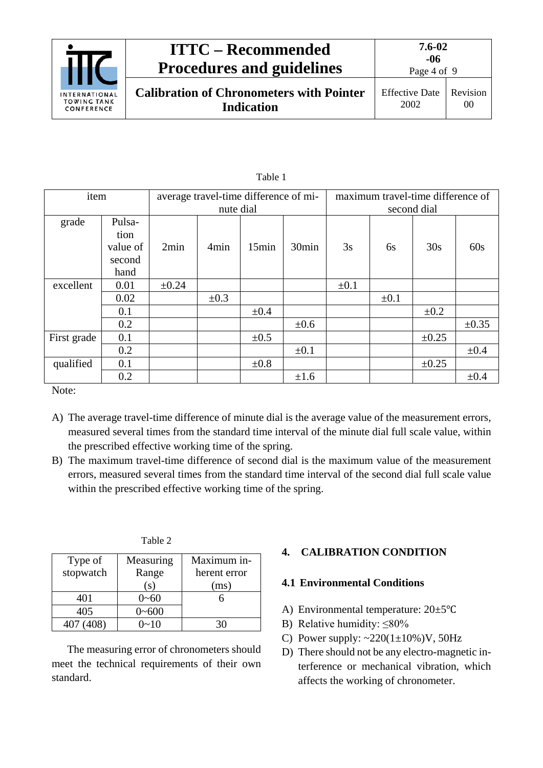Table 1

| item | | average travel-time difference of minute dial | | | | maximum travel-time difference of second dial | | | |
|---|---|---|---|---|---|---|---|---|---|
| grade | Pulsation value of second hand | 2min | 4min | 15min | 30min | 3s | 6s | 30s | 60s |
| excellent | 0.01 | ±0.24 | | | | ±0.1 | | | |
| | 0.02 | | ±0.3 | | | | ±0.1 | | |
| | 0.1 | | | ±0.4 | | | | ±0.2 | |
| | 0.2 | | | | ±0.6 | | | | ±0.35 |
| First grade | 0.1 | | | ±0.5 | | | | ±0.25 | |
| | 0.2 | | | | ±0.1 | | | | ±0.4 |
| qualified | 0.1 | | | ±0.8 | | | | ±0.25 | |
| | 0.2 | | | | ±1.6 | | | | ±0.4 |

Note:

A) The average travel-time difference of minute dial is the average value of the measurement errors, measured several times from the standard time interval of the minute dial full scale value, within the prescribed effective working time of the spring.
B) The maximum travel-time difference of second dial is the maximum value of the measurement errors, measured several times from the standard time interval of the second dial full scale value within the prescribed effective working time of the spring.

Table 2

| Type of stopwatch | Measuring Range (s) | Maximum inherent error (ms) |
|---|---|---|
| 401 | 0~60 | 6 |
| 405 | 0~600 | |
| 407 (408) | 0~10 | 30 |

The measuring error of chronometers should meet the technical requirements of their own standard.

## 4. CALIBRATION CONDITION

### 4.1 Environmental Conditions

A) Environmental temperature: 20±5℃
B) Relative humidity: ≤80%
C) Power supply: ~220(1±10%)V, 50Hz
D) There should not be any electro-magnetic interference or mechanical vibration, which affects the working of chronometer.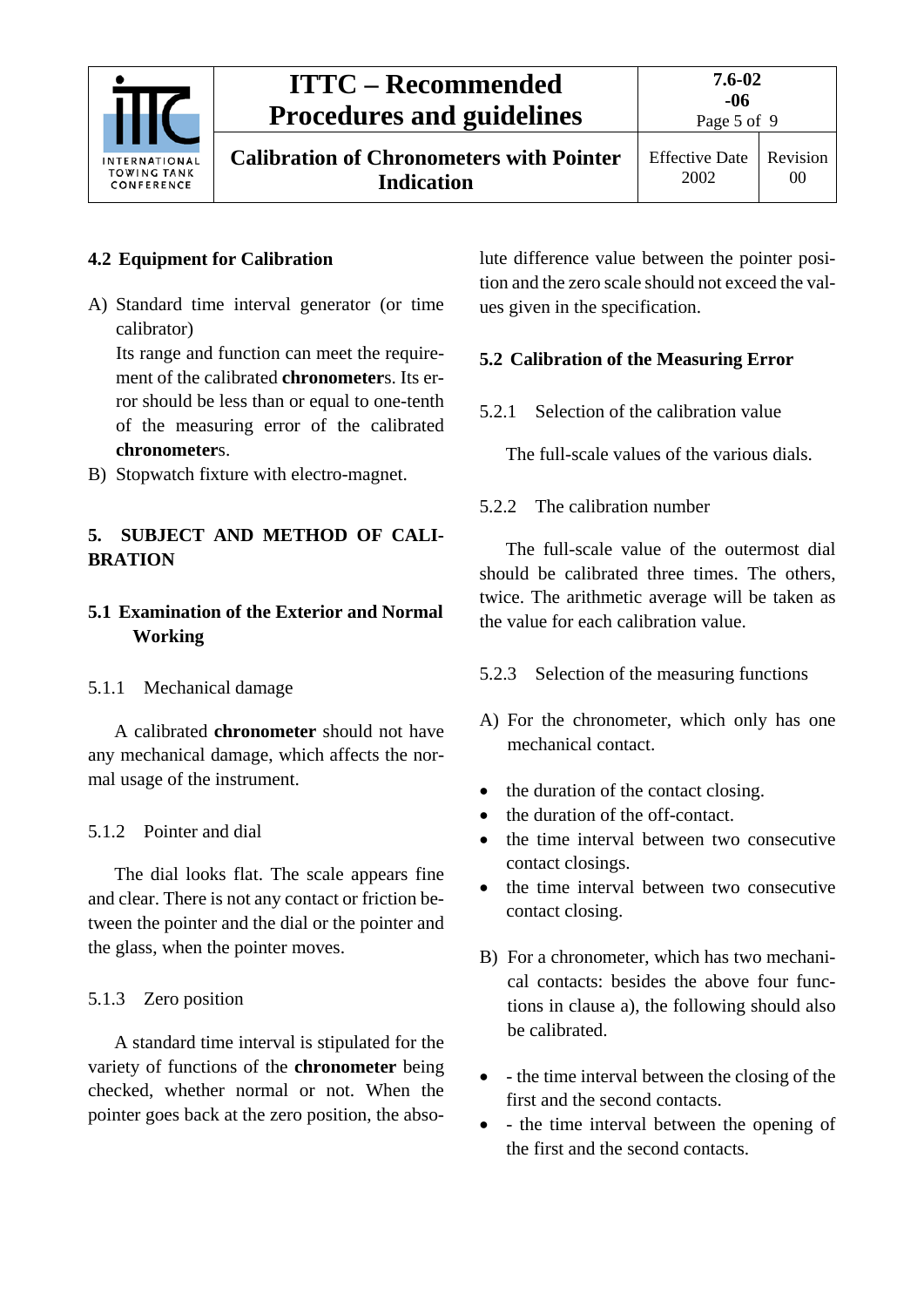## 4.2 Equipment for Calibration

A) Standard time interval generator (or time calibrator)
   Its range and function can meet the requirement of the calibrated **chronometer**s. Its error should be less than or equal to one-tenth of the measuring error of the calibrated **chronometer**s.

B) Stopwatch fixture with electro-magnet.

# 5. SUBJECT AND METHOD OF CALIBRATION

## 5.1 Examination of the Exterior and Normal Working

### 5.1.1 Mechanical damage

A calibrated **chronometer** should not have any mechanical damage, which affects the normal usage of the instrument.

### 5.1.2 Pointer and dial

The dial looks flat. The scale appears fine and clear. There is not any contact or friction between the pointer and the dial or the pointer and the glass, when the pointer moves.

### 5.1.3 Zero position

A standard time interval is stipulated for the variety of functions of the **chronometer** being checked, whether normal or not. When the pointer goes back at the zero position, the absolute difference value between the pointer position and the zero scale should not exceed the values given in the specification.

## 5.2 Calibration of the Measuring Error

### 5.2.1 Selection of the calibration value

The full-scale values of the various dials.

### 5.2.2 The calibration number

The full-scale value of the outermost dial should be calibrated three times. The others, twice. The arithmetic average will be taken as the value for each calibration value.

### 5.2.3 Selection of the measuring functions

A) For the chronometer, which only has one mechanical contact.

- the duration of the contact closing.
- the duration of the off-contact.
- the time interval between two consecutive contact closings.
- the time interval between two consecutive contact closing.

B) For a chronometer, which has two mechanical contacts: besides the above four functions in clause a), the following should also be calibrated.

- - the time interval between the closing of the first and the second contacts.
- - the time interval between the opening of the first and the second contacts.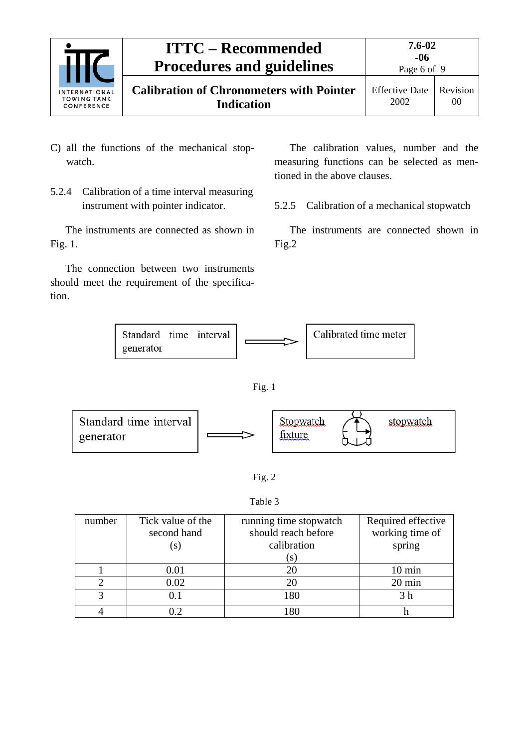C) all the functions of the mechanical stopwatch.

5.2.4 Calibration of a time interval measuring instrument with pointer indicator.

The instruments are connected as shown in Fig. 1.

The connection between two instruments should meet the requirement of the specification.

The calibration values, number and the measuring functions can be selected as mentioned in the above clauses.

5.2.5 Calibration of a mechanical stopwatch

The instruments are connected shown in Fig.2

Standard time interval generator ⟹ Calibrated time meter

Fig. 1

Standard time interval generator ⟹ Stopwatch fixture stopwatch

Fig. 2

Table 3

| number | Tick value of the second hand (s) | running time stopwatch should reach before calibration (s) | Required effective working time of spring |
|---|---|---|---|
| 1 | 0.01 | 20 | 10 min |
| 2 | 0.02 | 20 | 20 min |
| 3 | 0.1 | 180 | 3 h |
| 4 | 0.2 | 180 | h |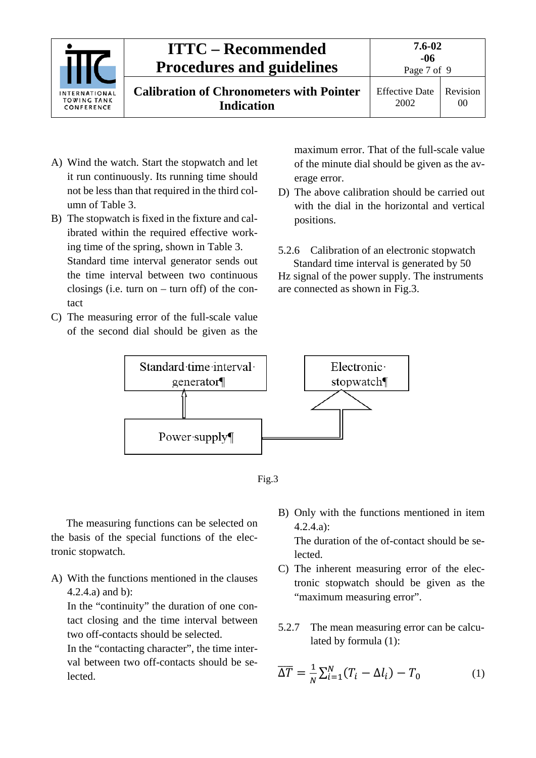A) Wind the watch. Start the stopwatch and let it run continuously. Its running time should not be less than that required in the third column of Table 3.

B) The stopwatch is fixed in the fixture and calibrated within the required effective working time of the spring, shown in Table 3.
Standard time interval generator sends out the time interval between two continuous closings (i.e. turn on – turn off) of the contact

C) The measuring error of the full-scale value of the second dial should be given as the maximum error. That of the full-scale value of the minute dial should be given as the average error.

D) The above calibration should be carried out with the dial in the horizontal and vertical positions.

5.2.6 Calibration of an electronic stopwatch

Standard time interval is generated by 50 Hz signal of the power supply. The instruments are connected as shown in Fig.3.

Standard time interval generator

Electronic stopwatch

Power supply

Fig.3

The measuring functions can be selected on the basis of the special functions of the electronic stopwatch.

A) With the functions mentioned in the clauses 4.2.4.a) and b):
In the "continuity" the duration of one contact closing and the time interval between two off-contacts should be selected.
In the "contacting character", the time interval between two off-contacts should be selected.

B) Only with the functions mentioned in item 4.2.4.a):
The duration of the of-contact should be selected.

C) The inherent measuring error of the electronic stopwatch should be given as the "maximum measuring error".

5.2.7 The mean measuring error can be calculated by formula (1):

$$\overline{\Delta T} = \frac{1}{N}\sum_{i=1}^{N}(T_i - \Delta l_i) - T_0 \tag{1}$$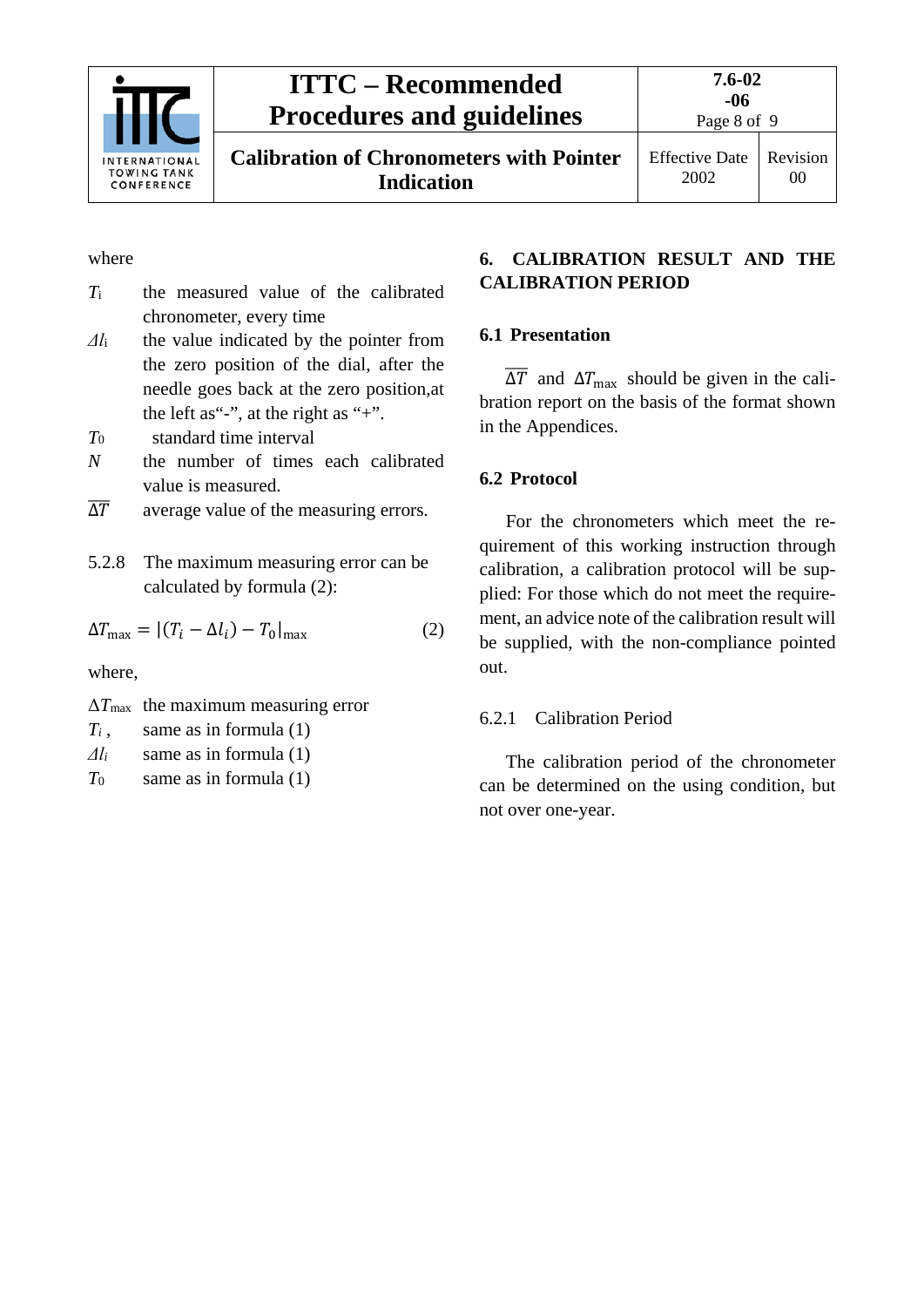where

$T_i$ the measured value of the calibrated chronometer, every time

$\Delta l_i$ the value indicated by the pointer from the zero position of the dial, after the needle goes back at the zero position,at the left as“-”, at the right as “+”.

$T_0$ standard time interval

$N$ the number of times each calibrated value is measured.

$\overline{\Delta T}$ average value of the measuring errors.

5.2.8 The maximum measuring error can be calculated by formula (2):

$$\Delta T_{\max} = |(T_i - \Delta l_i) - T_0|_{\max} \qquad (2)$$

where,

$\Delta T_{\max}$ the maximum measuring error

$T_i$ , same as in formula (1)

$\Delta l_i$ same as in formula (1)

$T_0$ same as in formula (1)

## 6. CALIBRATION RESULT AND THE CALIBRATION PERIOD

### 6.1 Presentation

$\overline{\Delta T}$ and $\Delta T_{\max}$ should be given in the calibration report on the basis of the format shown in the Appendices.

### 6.2 Protocol

For the chronometers which meet the requirement of this working instruction through calibration, a calibration protocol will be supplied: For those which do not meet the requirement, an advice note of the calibration result will be supplied, with the non-compliance pointed out.

#### 6.2.1 Calibration Period

The calibration period of the chronometer can be determined on the using condition, but not over one-year.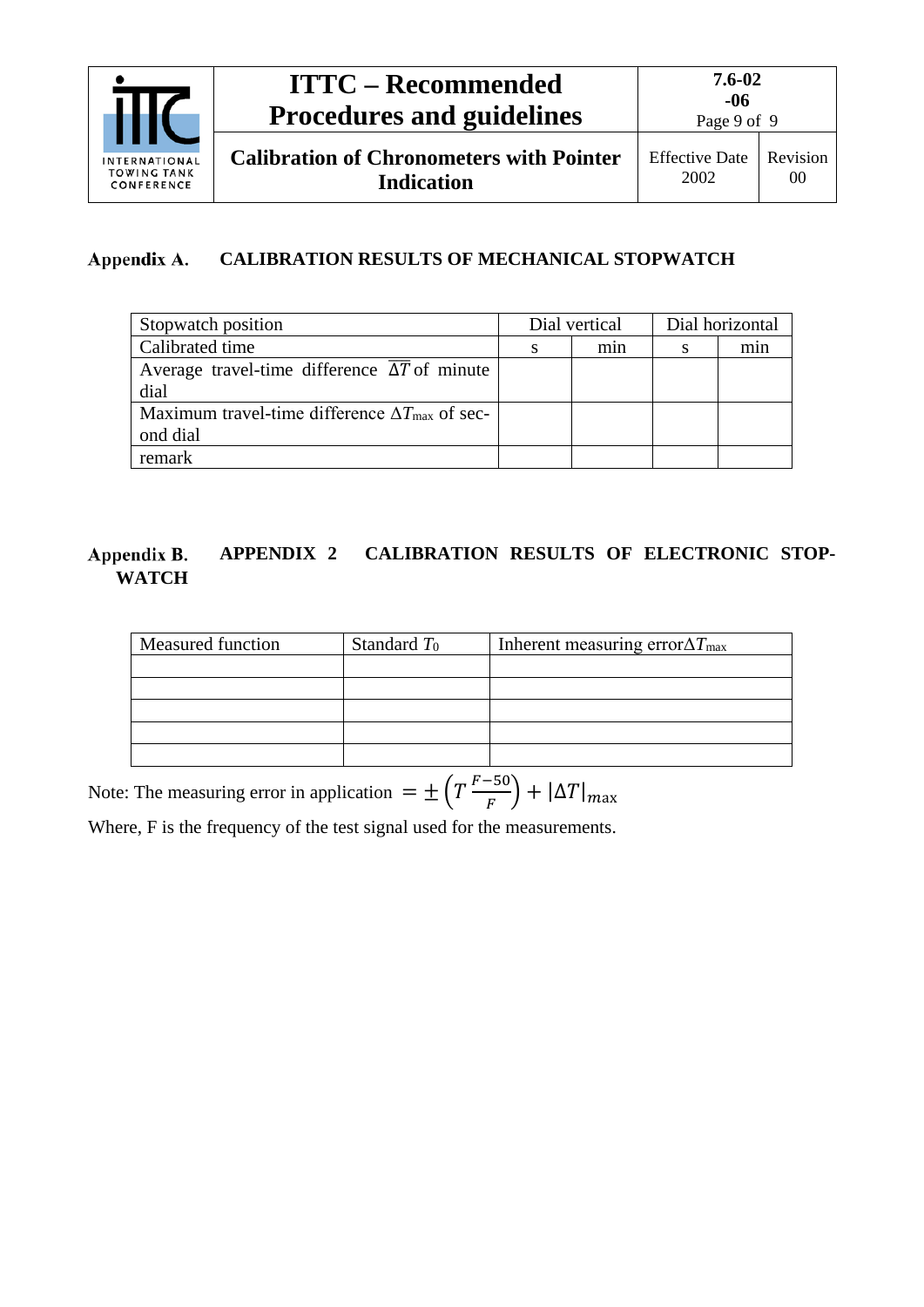## Appendix A. CALIBRATION RESULTS OF MECHANICAL STOPWATCH

| Stopwatch position | Dial vertical | | Dial horizontal | |
|---|---|---|---|---|
| Calibrated time | s | min | s | min |
| Average travel-time difference $\overline{\Delta T}$ of minute dial | | | | |
| Maximum travel-time difference $\Delta T_{max}$ of second dial | | | | |
| remark | | | | |

## Appendix B. APPENDIX 2 CALIBRATION RESULTS OF ELECTRONIC STOPWATCH

| Measured function | Standard $T_0$ | Inherent measuring error $\Delta T_{max}$ |
|---|---|---|
| | | |
| | | |
| | | |
| | | |
| | | |

Note: The measuring error in application $= \pm\left(T\,\frac{F-50}{F}\right) + |\Delta T|_{max}$

Where, F is the frequency of the test signal used for the measurements.